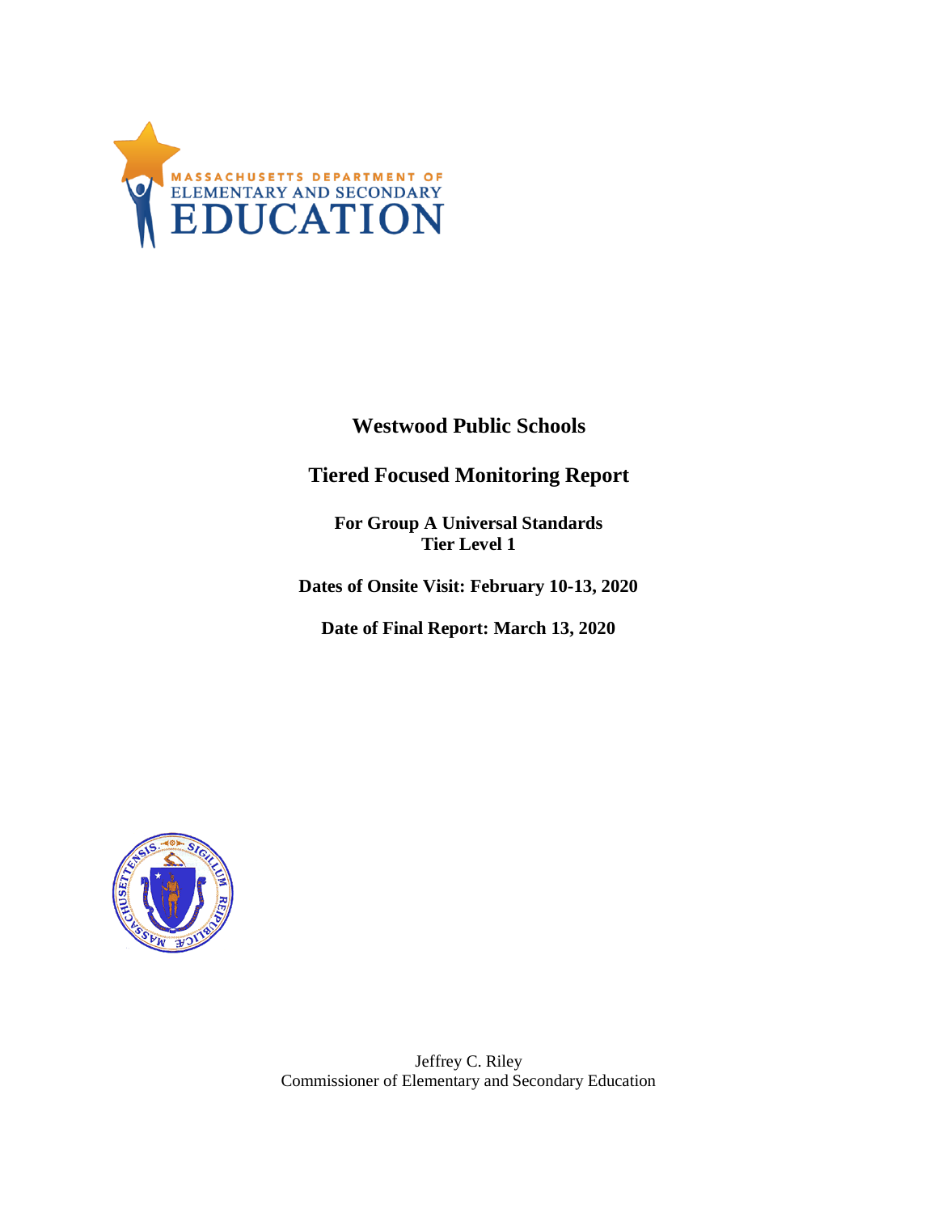MASSACHUSETTS DEPARTMENT OF ELEMENTARY AND SECONDARY EDUCATION

# Westwood Public Schools

## Tiered Focused Monitoring Report

**For Group A Universal Standards**
**Tier Level 1**

**Dates of Onsite Visit: February 10-13, 2020**

**Date of Final Report: March 13, 2020**

Jeffrey C. Riley
Commissioner of Elementary and Secondary Education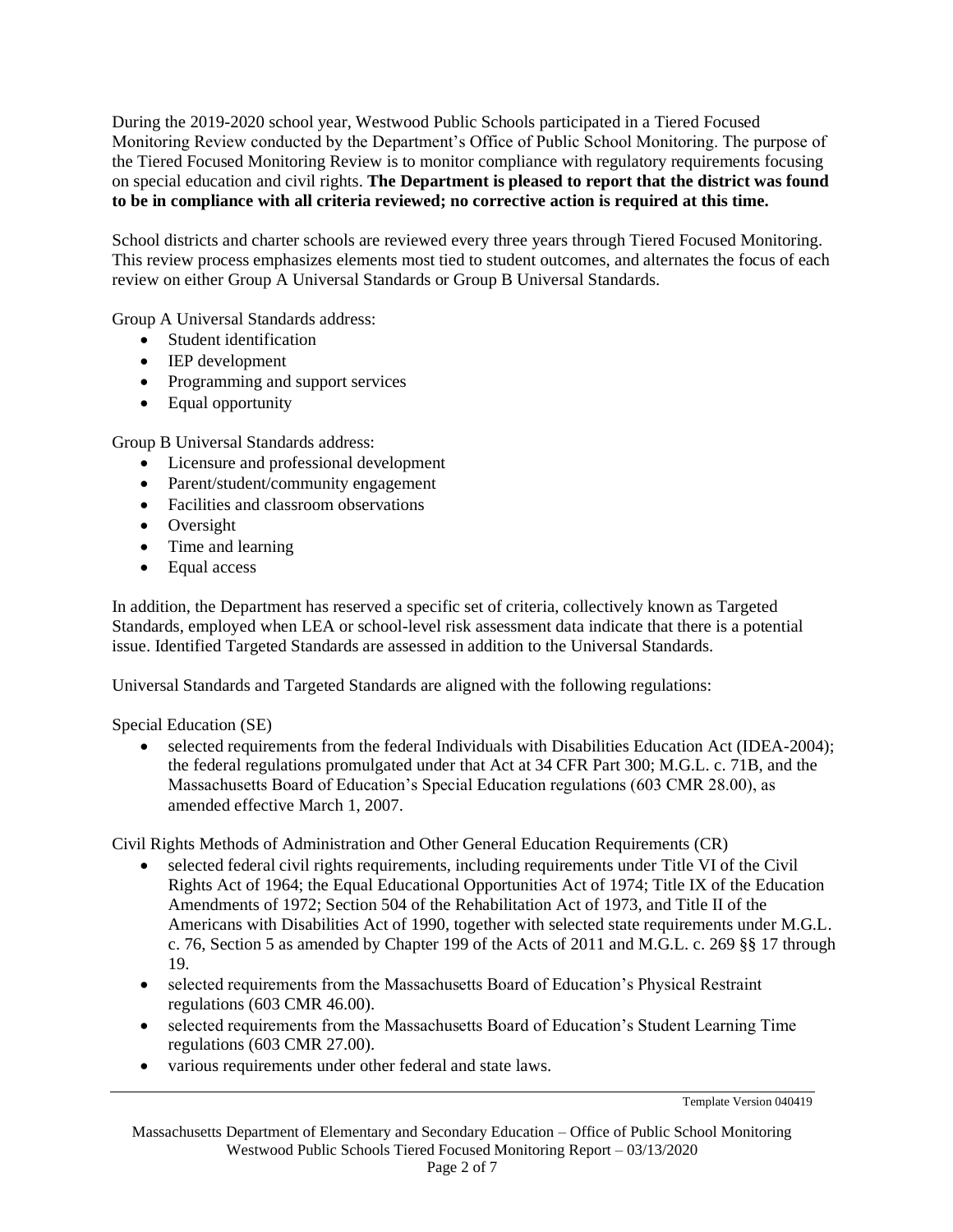During the 2019-2020 school year, Westwood Public Schools participated in a Tiered Focused Monitoring Review conducted by the Department's Office of Public School Monitoring. The purpose of the Tiered Focused Monitoring Review is to monitor compliance with regulatory requirements focusing on special education and civil rights. **The Department is pleased to report that the district was found to be in compliance with all criteria reviewed; no corrective action is required at this time.**

School districts and charter schools are reviewed every three years through Tiered Focused Monitoring. This review process emphasizes elements most tied to student outcomes, and alternates the focus of each review on either Group A Universal Standards or Group B Universal Standards.

Group A Universal Standards address:

- Student identification
- IEP development
- Programming and support services
- Equal opportunity

Group B Universal Standards address:

- Licensure and professional development
- Parent/student/community engagement
- Facilities and classroom observations
- Oversight
- Time and learning
- Equal access

In addition, the Department has reserved a specific set of criteria, collectively known as Targeted Standards, employed when LEA or school-level risk assessment data indicate that there is a potential issue. Identified Targeted Standards are assessed in addition to the Universal Standards.

Universal Standards and Targeted Standards are aligned with the following regulations:

Special Education (SE)

- selected requirements from the federal Individuals with Disabilities Education Act (IDEA-2004); the federal regulations promulgated under that Act at 34 CFR Part 300; M.G.L. c. 71B, and the Massachusetts Board of Education's Special Education regulations (603 CMR 28.00), as amended effective March 1, 2007.

Civil Rights Methods of Administration and Other General Education Requirements (CR)

- selected federal civil rights requirements, including requirements under Title VI of the Civil Rights Act of 1964; the Equal Educational Opportunities Act of 1974; Title IX of the Education Amendments of 1972; Section 504 of the Rehabilitation Act of 1973, and Title II of the Americans with Disabilities Act of 1990, together with selected state requirements under M.G.L. c. 76, Section 5 as amended by Chapter 199 of the Acts of 2011 and M.G.L. c. 269 §§ 17 through 19.
- selected requirements from the Massachusetts Board of Education's Physical Restraint regulations (603 CMR 46.00).
- selected requirements from the Massachusetts Board of Education's Student Learning Time regulations (603 CMR 27.00).
- various requirements under other federal and state laws.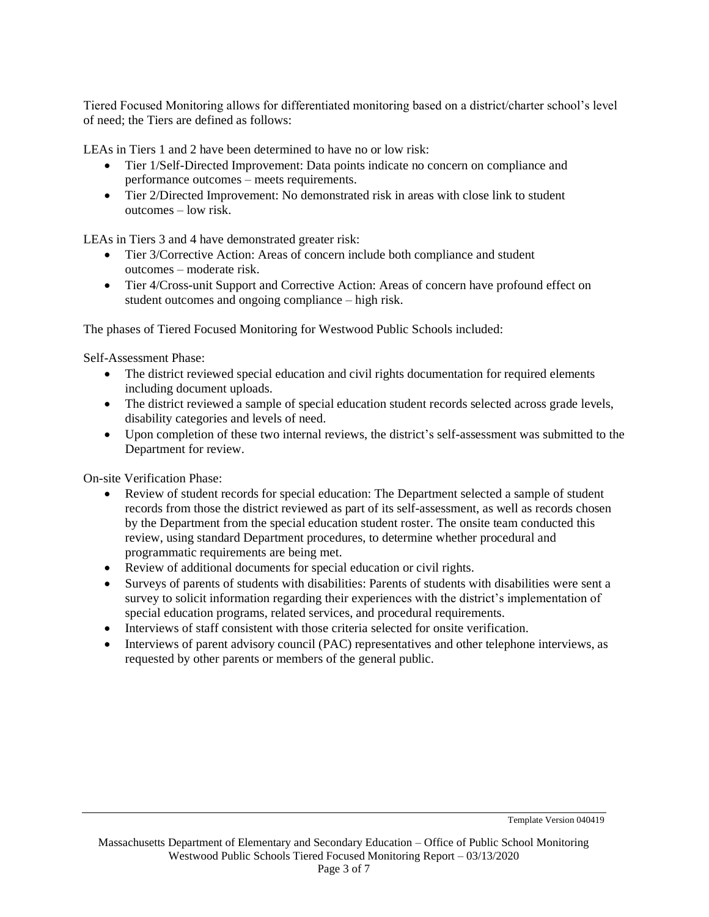Tiered Focused Monitoring allows for differentiated monitoring based on a district/charter school's level of need; the Tiers are defined as follows:

LEAs in Tiers 1 and 2 have been determined to have no or low risk:

- Tier 1/Self-Directed Improvement: Data points indicate no concern on compliance and performance outcomes – meets requirements.
- Tier 2/Directed Improvement: No demonstrated risk in areas with close link to student outcomes – low risk.

LEAs in Tiers 3 and 4 have demonstrated greater risk:

- Tier 3/Corrective Action: Areas of concern include both compliance and student outcomes – moderate risk.
- Tier 4/Cross-unit Support and Corrective Action: Areas of concern have profound effect on student outcomes and ongoing compliance – high risk.

The phases of Tiered Focused Monitoring for Westwood Public Schools included:

Self-Assessment Phase:

- The district reviewed special education and civil rights documentation for required elements including document uploads.
- The district reviewed a sample of special education student records selected across grade levels, disability categories and levels of need.
- Upon completion of these two internal reviews, the district's self-assessment was submitted to the Department for review.

On-site Verification Phase:

- Review of student records for special education: The Department selected a sample of student records from those the district reviewed as part of its self-assessment, as well as records chosen by the Department from the special education student roster. The onsite team conducted this review, using standard Department procedures, to determine whether procedural and programmatic requirements are being met.
- Review of additional documents for special education or civil rights.
- Surveys of parents of students with disabilities: Parents of students with disabilities were sent a survey to solicit information regarding their experiences with the district's implementation of special education programs, related services, and procedural requirements.
- Interviews of staff consistent with those criteria selected for onsite verification.
- Interviews of parent advisory council (PAC) representatives and other telephone interviews, as requested by other parents or members of the general public.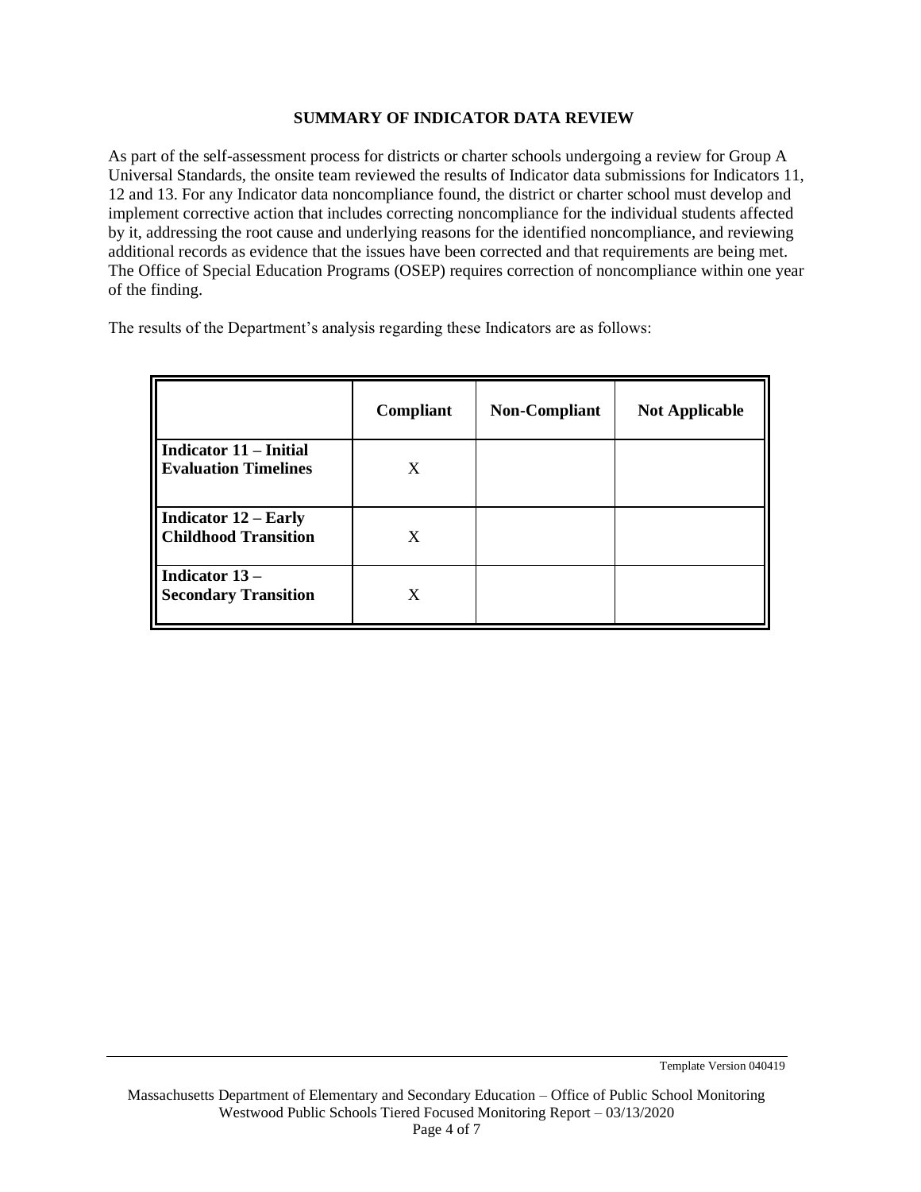## SUMMARY OF INDICATOR DATA REVIEW

As part of the self-assessment process for districts or charter schools undergoing a review for Group A Universal Standards, the onsite team reviewed the results of Indicator data submissions for Indicators 11, 12 and 13. For any Indicator data noncompliance found, the district or charter school must develop and implement corrective action that includes correcting noncompliance for the individual students affected by it, addressing the root cause and underlying reasons for the identified noncompliance, and reviewing additional records as evidence that the issues have been corrected and that requirements are being met. The Office of Special Education Programs (OSEP) requires correction of noncompliance within one year of the finding.

The results of the Department's analysis regarding these Indicators are as follows:

| | Compliant | Non-Compliant | Not Applicable |
|---|---|---|---|
| **Indicator 11 – Initial Evaluation Timelines** | X | | |
| **Indicator 12 – Early Childhood Transition** | X | | |
| **Indicator 13 – Secondary Transition** | X | | |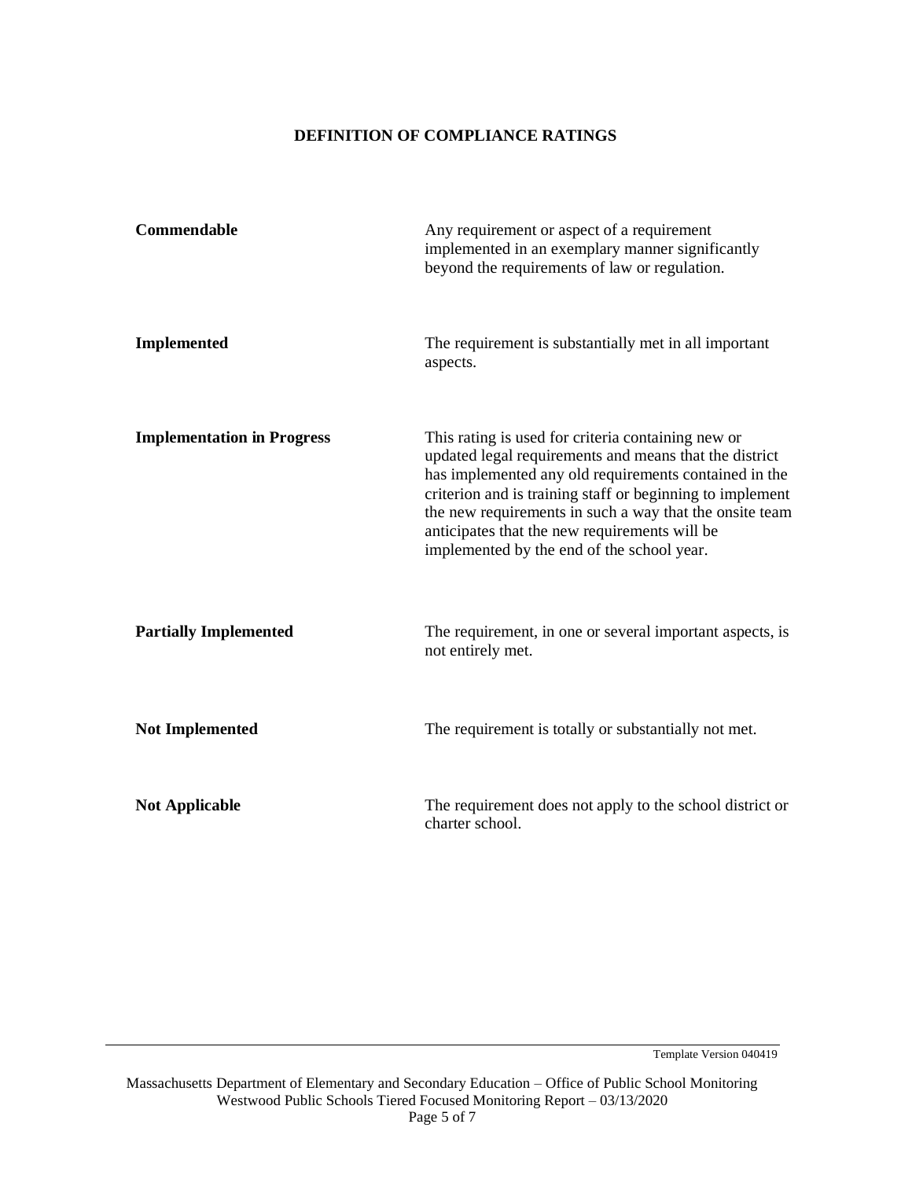## DEFINITION OF COMPLIANCE RATINGS

| | |
|---|---|
| **Commendable** | Any requirement or aspect of a requirement implemented in an exemplary manner significantly beyond the requirements of law or regulation. |
| **Implemented** | The requirement is substantially met in all important aspects. |
| **Implementation in Progress** | This rating is used for criteria containing new or updated legal requirements and means that the district has implemented any old requirements contained in the criterion and is training staff or beginning to implement the new requirements in such a way that the onsite team anticipates that the new requirements will be implemented by the end of the school year. |
| **Partially Implemented** | The requirement, in one or several important aspects, is not entirely met. |
| **Not Implemented** | The requirement is totally or substantially not met. |
| **Not Applicable** | The requirement does not apply to the school district or charter school. |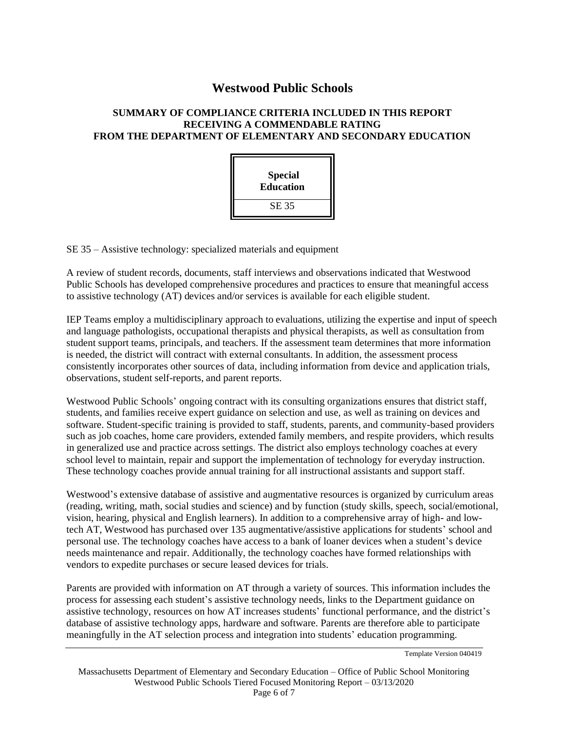# Westwood Public Schools

**SUMMARY OF COMPLIANCE CRITERIA INCLUDED IN THIS REPORT RECEIVING A COMMENDABLE RATING FROM THE DEPARTMENT OF ELEMENTARY AND SECONDARY EDUCATION**

| Special Education |
| --- |
| SE 35 |

SE 35 – Assistive technology: specialized materials and equipment

A review of student records, documents, staff interviews and observations indicated that Westwood Public Schools has developed comprehensive procedures and practices to ensure that meaningful access to assistive technology (AT) devices and/or services is available for each eligible student.

IEP Teams employ a multidisciplinary approach to evaluations, utilizing the expertise and input of speech and language pathologists, occupational therapists and physical therapists, as well as consultation from student support teams, principals, and teachers. If the assessment team determines that more information is needed, the district will contract with external consultants. In addition, the assessment process consistently incorporates other sources of data, including information from device and application trials, observations, student self-reports, and parent reports.

Westwood Public Schools' ongoing contract with its consulting organizations ensures that district staff, students, and families receive expert guidance on selection and use, as well as training on devices and software. Student-specific training is provided to staff, students, parents, and community-based providers such as job coaches, home care providers, extended family members, and respite providers, which results in generalized use and practice across settings. The district also employs technology coaches at every school level to maintain, repair and support the implementation of technology for everyday instruction. These technology coaches provide annual training for all instructional assistants and support staff.

Westwood's extensive database of assistive and augmentative resources is organized by curriculum areas (reading, writing, math, social studies and science) and by function (study skills, speech, social/emotional, vision, hearing, physical and English learners). In addition to a comprehensive array of high- and low-tech AT, Westwood has purchased over 135 augmentative/assistive applications for students' school and personal use. The technology coaches have access to a bank of loaner devices when a student's device needs maintenance and repair. Additionally, the technology coaches have formed relationships with vendors to expedite purchases or secure leased devices for trials.

Parents are provided with information on AT through a variety of sources. This information includes the process for assessing each student's assistive technology needs, links to the Department guidance on assistive technology, resources on how AT increases students' functional performance, and the district's database of assistive technology apps, hardware and software. Parents are therefore able to participate meaningfully in the AT selection process and integration into students' education programming.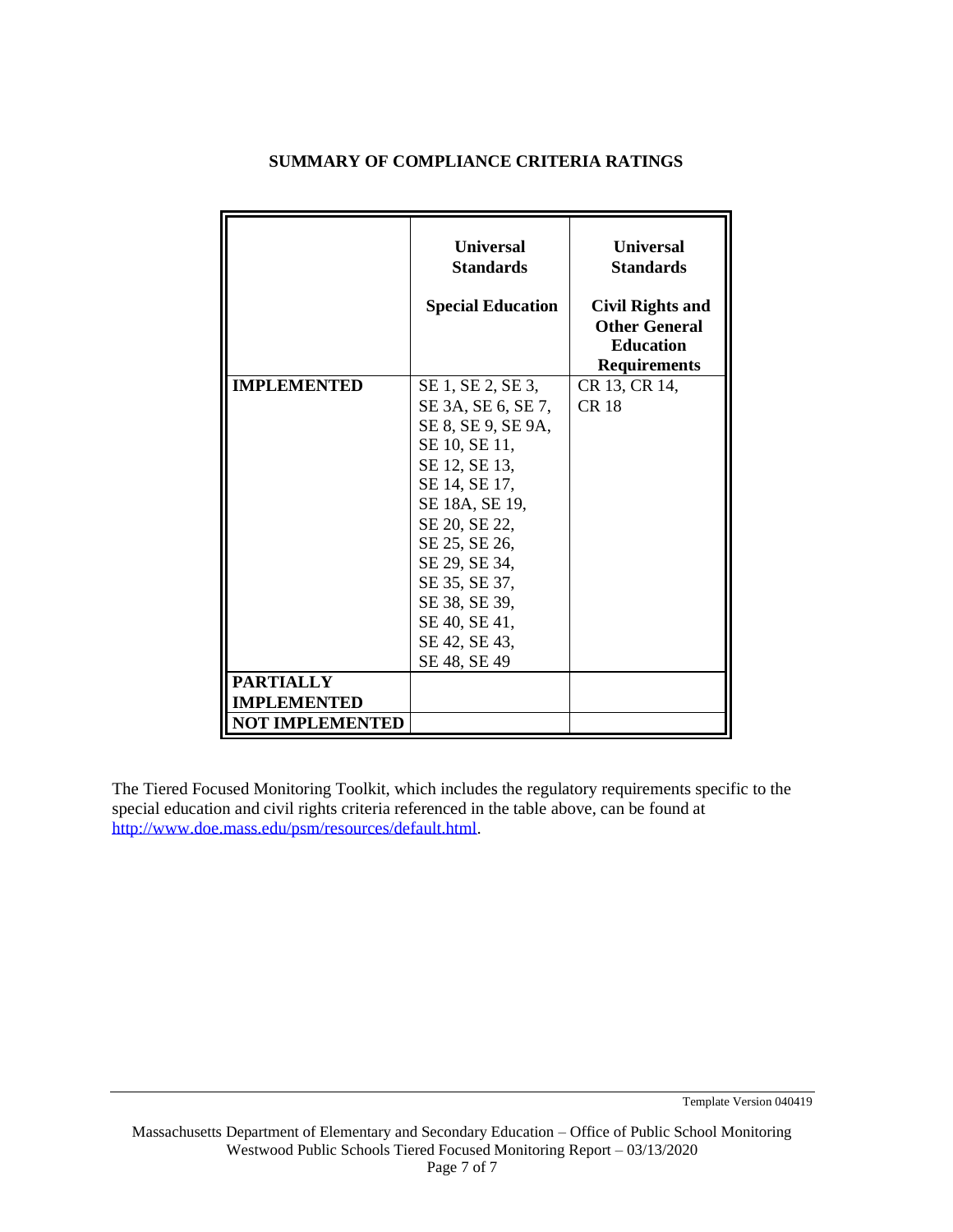**SUMMARY OF COMPLIANCE CRITERIA RATINGS**

| | Universal Standards<br><br>Special Education | Universal Standards<br><br>Civil Rights and Other General Education Requirements |
|---|---|---|
| **IMPLEMENTED** | SE 1, SE 2, SE 3, SE 3A, SE 6, SE 7, SE 8, SE 9, SE 9A, SE 10, SE 11, SE 12, SE 13, SE 14, SE 17, SE 18A, SE 19, SE 20, SE 22, SE 25, SE 26, SE 29, SE 34, SE 35, SE 37, SE 38, SE 39, SE 40, SE 41, SE 42, SE 43, SE 48, SE 49 | CR 13, CR 14, CR 18 |
| **PARTIALLY IMPLEMENTED** | | |
| **NOT IMPLEMENTED** | | |

The Tiered Focused Monitoring Toolkit, which includes the regulatory requirements specific to the special education and civil rights criteria referenced in the table above, can be found at http://www.doe.mass.edu/psm/resources/default.html.